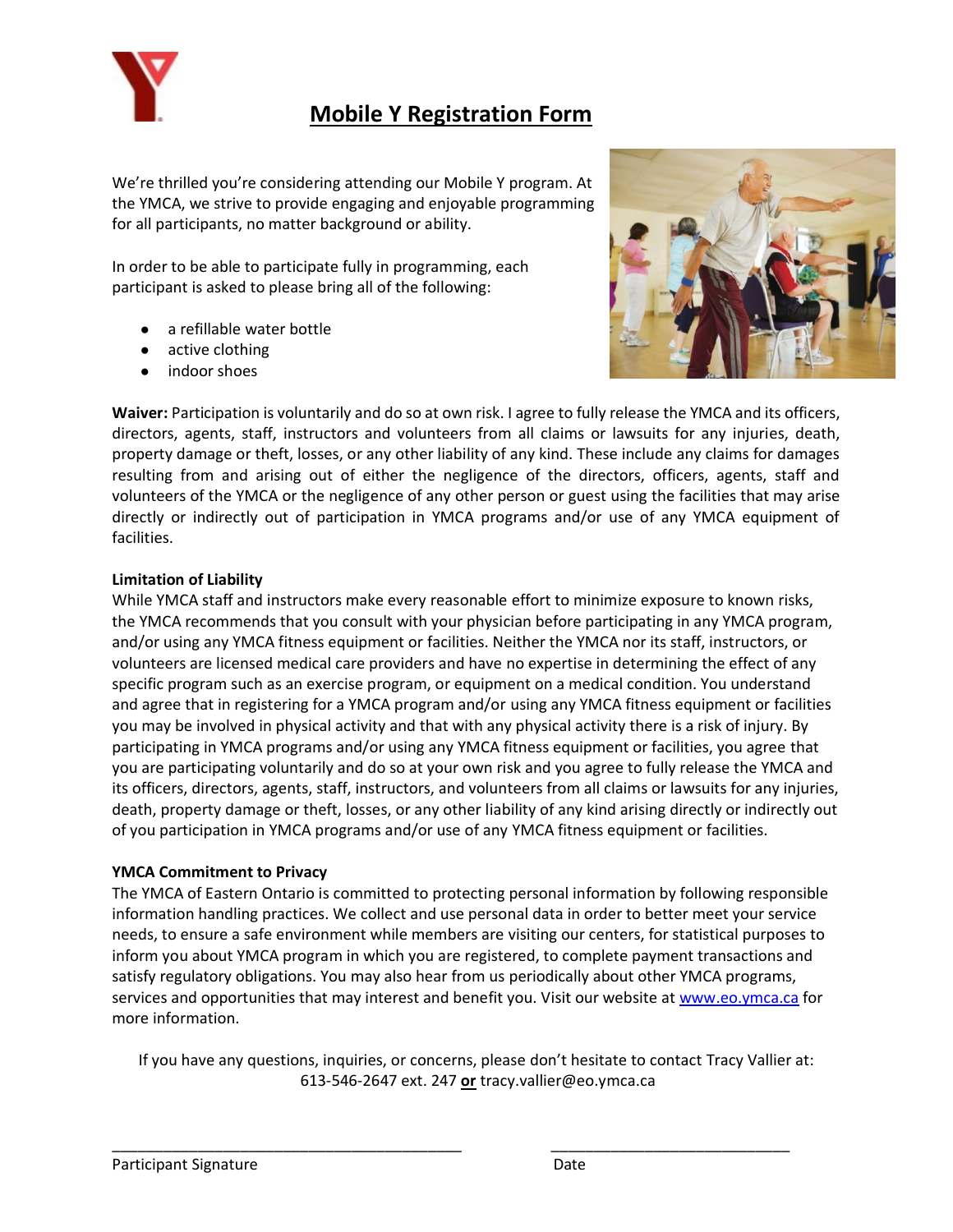# Mobile Y Registration Form

We're thrilled you're considering attending our Mobile Y program. At the YMCA, we strive to provide engaging and enjoyable programming for all participants, no matter background or ability.

In order to be able to participate fully in programming, each participant is asked to please bring all of the following:

- a refillable water bottle
- active clothing
- indoor shoes

**Waiver:** Participation is voluntarily and do so at own risk. I agree to fully release the YMCA and its officers, directors, agents, staff, instructors and volunteers from all claims or lawsuits for any injuries, death, property damage or theft, losses, or any other liability of any kind. These include any claims for damages resulting from and arising out of either the negligence of the directors, officers, agents, staff and volunteers of the YMCA or the negligence of any other person or guest using the facilities that may arise directly or indirectly out of participation in YMCA programs and/or use of any YMCA equipment of facilities.

**Limitation of Liability**

While YMCA staff and instructors make every reasonable effort to minimize exposure to known risks, the YMCA recommends that you consult with your physician before participating in any YMCA program, and/or using any YMCA fitness equipment or facilities. Neither the YMCA nor its staff, instructors, or volunteers are licensed medical care providers and have no expertise in determining the effect of any specific program such as an exercise program, or equipment on a medical condition. You understand and agree that in registering for a YMCA program and/or using any YMCA fitness equipment or facilities you may be involved in physical activity and that with any physical activity there is a risk of injury. By participating in YMCA programs and/or using any YMCA fitness equipment or facilities, you agree that you are participating voluntarily and do so at your own risk and you agree to fully release the YMCA and its officers, directors, agents, staff, instructors, and volunteers from all claims or lawsuits for any injuries, death, property damage or theft, losses, or any other liability of any kind arising directly or indirectly out of you participation in YMCA programs and/or use of any YMCA fitness equipment or facilities.

**YMCA Commitment to Privacy**

The YMCA of Eastern Ontario is committed to protecting personal information by following responsible information handling practices. We collect and use personal data in order to better meet your service needs, to ensure a safe environment while members are visiting our centers, for statistical purposes to inform you about YMCA program in which you are registered, to complete payment transactions and satisfy regulatory obligations. You may also hear from us periodically about other YMCA programs, services and opportunities that may interest and benefit you. Visit our website at [www.eo.ymca.ca](www.eo.ymca.ca) for more information.

If you have any questions, inquiries, or concerns, please don't hesitate to contact Tracy Vallier at: 613-546-2647 ext. 247 **or** tracy.vallier@eo.ymca.ca

_____________________________________________ Participant Signature

______________________________ Date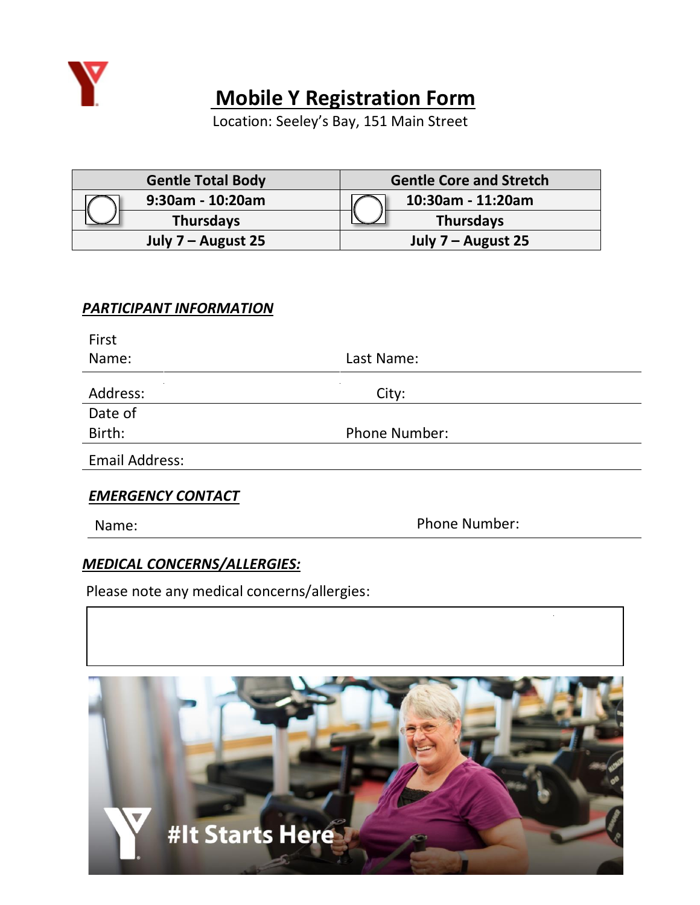# Mobile Y Registration Form

Location: Seeley's Bay, 151 Main Street

| Gentle Total Body | Gentle Core and Stretch |
| --- | --- |
| ◯ 9:30am - 10:20am | ◯ 10:30am - 11:20am |
| Thursdays | Thursdays |
| July 7 – August 25 | July 7 – August 25 |

***PARTICIPANT INFORMATION***

First Name: Last Name:

Address: City:

Date of Birth: Phone Number:

Email Address:

***EMERGENCY CONTACT***

Name: Phone Number:

***MEDICAL CONCERNS/ALLERGIES:***

Please note any medical concerns/allergies:

#It Starts Here